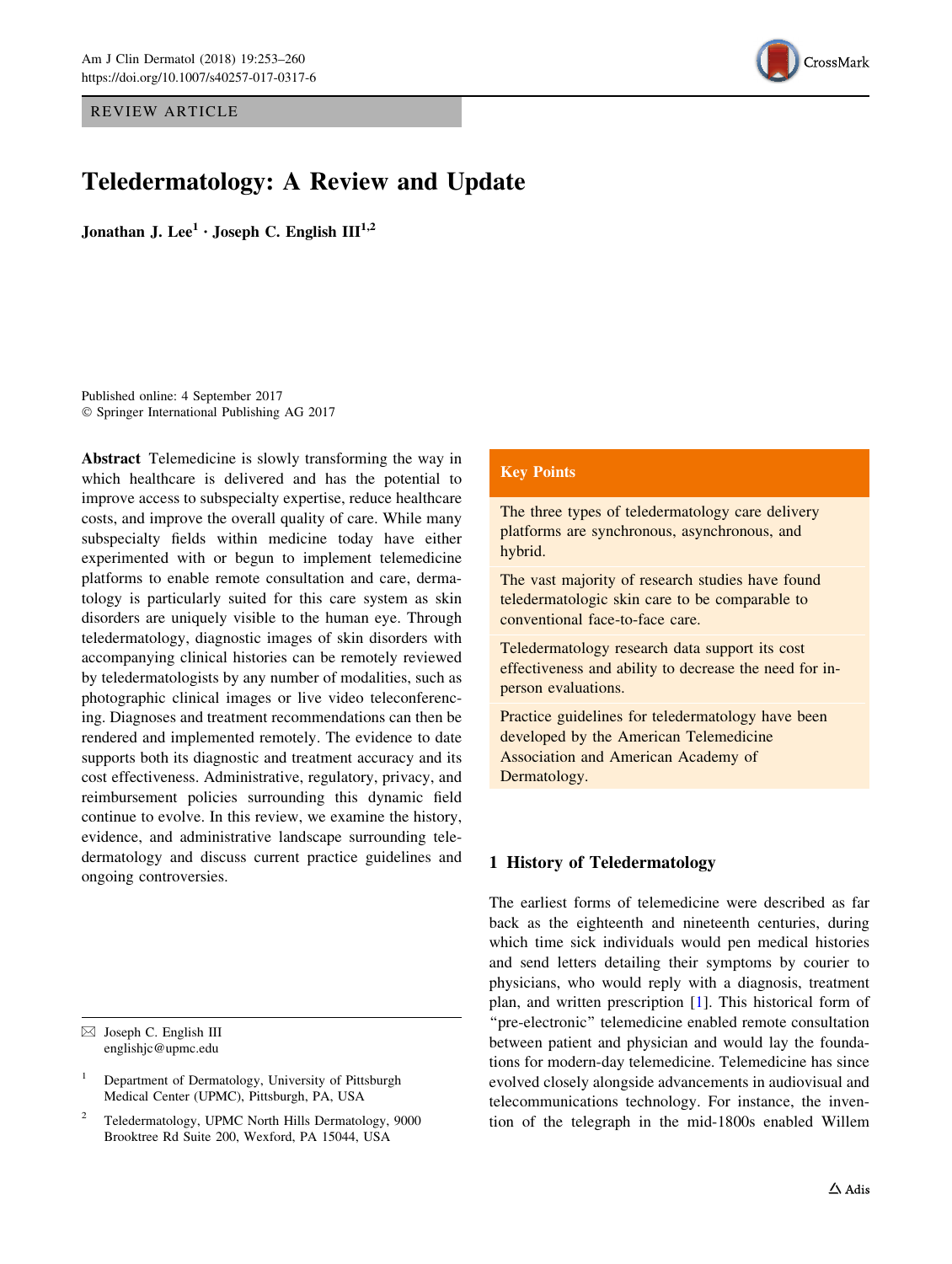REVIEW ARTICLE

# Teledermatology: A Review and Update

**Jonathan J. Lee[1] · Joseph C. English III[1,2]**

Published online: 4 September 2017
© Springer International Publishing AG 2017

**Abstract** Telemedicine is slowly transforming the way in which healthcare is delivered and has the potential to improve access to subspecialty expertise, reduce healthcare costs, and improve the overall quality of care. While many subspecialty fields within medicine today have either experimented with or begun to implement telemedicine platforms to enable remote consultation and care, dermatology is particularly suited for this care system as skin disorders are uniquely visible to the human eye. Through teledermatology, diagnostic images of skin disorders with accompanying clinical histories can be remotely reviewed by teledermatologists by any number of modalities, such as photographic clinical images or live video teleconferencing. Diagnoses and treatment recommendations can then be rendered and implemented remotely. The evidence to date supports both its diagnostic and treatment accuracy and its cost effectiveness. Administrative, regulatory, privacy, and reimbursement policies surrounding this dynamic field continue to evolve. In this review, we examine the history, evidence, and administrative landscape surrounding teledermatology and discuss current practice guidelines and ongoing controversies.

✉ Joseph C. English III
englishjc@upmc.edu

[1] Department of Dermatology, University of Pittsburgh Medical Center (UPMC), Pittsburgh, PA, USA

[2] Teledermatology, UPMC North Hills Dermatology, 9000 Brooktree Rd Suite 200, Wexford, PA 15044, USA

**Key Points**

The three types of teledermatology care delivery platforms are synchronous, asynchronous, and hybrid.

The vast majority of research studies have found teledermatologic skin care to be comparable to conventional face-to-face care.

Teledermatology research data support its cost effectiveness and ability to decrease the need for in-person evaluations.

Practice guidelines for teledermatology have been developed by the American Telemedicine Association and American Academy of Dermatology.

## 1 History of Teledermatology

The earliest forms of telemedicine were described as far back as the eighteenth and nineteenth centuries, during which time sick individuals would pen medical histories and send letters detailing their symptoms by courier to physicians, who would reply with a diagnosis, treatment plan, and written prescription [1]. This historical form of "pre-electronic" telemedicine enabled remote consultation between patient and physician and would lay the foundations for modern-day telemedicine. Telemedicine has since evolved closely alongside advancements in audiovisual and telecommunications technology. For instance, the invention of the telegraph in the mid-1800s enabled Willem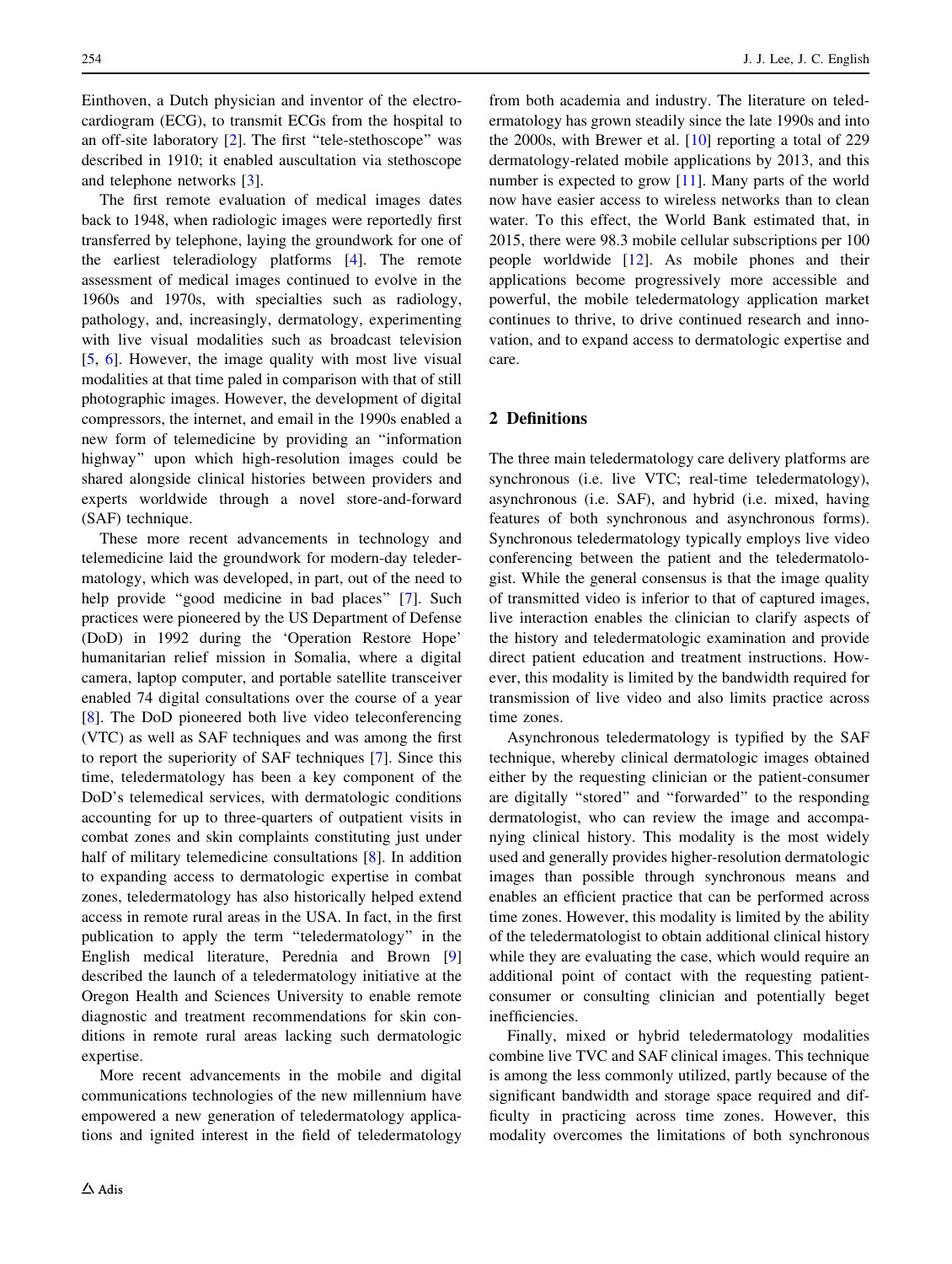Einthoven, a Dutch physician and inventor of the electrocardiogram (ECG), to transmit ECGs from the hospital to an off-site laboratory [2]. The first "tele-stethoscope" was described in 1910; it enabled auscultation via stethoscope and telephone networks [3].

The first remote evaluation of medical images dates back to 1948, when radiologic images were reportedly first transferred by telephone, laying the groundwork for one of the earliest teleradiology platforms [4]. The remote assessment of medical images continued to evolve in the 1960s and 1970s, with specialties such as radiology, pathology, and, increasingly, dermatology, experimenting with live visual modalities such as broadcast television [5, 6]. However, the image quality with most live visual modalities at that time paled in comparison with that of still photographic images. However, the development of digital compressors, the internet, and email in the 1990s enabled a new form of telemedicine by providing an "information highway" upon which high-resolution images could be shared alongside clinical histories between providers and experts worldwide through a novel store-and-forward (SAF) technique.

These more recent advancements in technology and telemedicine laid the groundwork for modern-day teledermatology, which was developed, in part, out of the need to help provide "good medicine in bad places" [7]. Such practices were pioneered by the US Department of Defense (DoD) in 1992 during the 'Operation Restore Hope' humanitarian relief mission in Somalia, where a digital camera, laptop computer, and portable satellite transceiver enabled 74 digital consultations over the course of a year [8]. The DoD pioneered both live video teleconferencing (VTC) as well as SAF techniques and was among the first to report the superiority of SAF techniques [7]. Since this time, teledermatology has been a key component of the DoD's telemedical services, with dermatologic conditions accounting for up to three-quarters of outpatient visits in combat zones and skin complaints constituting just under half of military telemedicine consultations [8]. In addition to expanding access to dermatologic expertise in combat zones, teledermatology has also historically helped extend access in remote rural areas in the USA. In fact, in the first publication to apply the term "teledermatology" in the English medical literature, Perednia and Brown [9] described the launch of a teledermatology initiative at the Oregon Health and Sciences University to enable remote diagnostic and treatment recommendations for skin conditions in remote rural areas lacking such dermatologic expertise.

More recent advancements in the mobile and digital communications technologies of the new millennium have empowered a new generation of teledermatology applications and ignited interest in the field of teledermatology from both academia and industry. The literature on teledermatology has grown steadily since the late 1990s and into the 2000s, with Brewer et al. [10] reporting a total of 229 dermatology-related mobile applications by 2013, and this number is expected to grow [11]. Many parts of the world now have easier access to wireless networks than to clean water. To this effect, the World Bank estimated that, in 2015, there were 98.3 mobile cellular subscriptions per 100 people worldwide [12]. As mobile phones and their applications become progressively more accessible and powerful, the mobile teledermatology application market continues to thrive, to drive continued research and innovation, and to expand access to dermatologic expertise and care.

## 2 Definitions

The three main teledermatology care delivery platforms are synchronous (i.e. live VTC; real-time teledermatology), asynchronous (i.e. SAF), and hybrid (i.e. mixed, having features of both synchronous and asynchronous forms). Synchronous teledermatology typically employs live video conferencing between the patient and the teledermatologist. While the general consensus is that the image quality of transmitted video is inferior to that of captured images, live interaction enables the clinician to clarify aspects of the history and teledermatologic examination and provide direct patient education and treatment instructions. However, this modality is limited by the bandwidth required for transmission of live video and also limits practice across time zones.

Asynchronous teledermatology is typified by the SAF technique, whereby clinical dermatologic images obtained either by the requesting clinician or the patient-consumer are digitally "stored" and "forwarded" to the responding dermatologist, who can review the image and accompanying clinical history. This modality is the most widely used and generally provides higher-resolution dermatologic images than possible through synchronous means and enables an efficient practice that can be performed across time zones. However, this modality is limited by the ability of the teledermatologist to obtain additional clinical history while they are evaluating the case, which would require an additional point of contact with the requesting patient-consumer or consulting clinician and potentially beget inefficiencies.

Finally, mixed or hybrid teledermatology modalities combine live TVC and SAF clinical images. This technique is among the less commonly utilized, partly because of the significant bandwidth and storage space required and difficulty in practicing across time zones. However, this modality overcomes the limitations of both synchronous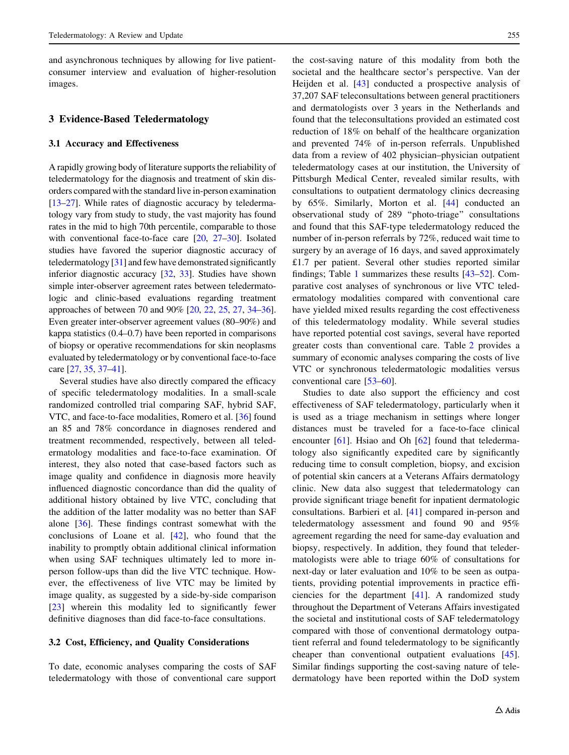and asynchronous techniques by allowing for live patient-consumer interview and evaluation of higher-resolution images.

## 3 Evidence-Based Teledermatology

### 3.1 Accuracy and Effectiveness

A rapidly growing body of literature supports the reliability of teledermatology for the diagnosis and treatment of skin disorders compared with the standard live in-person examination [13–27]. While rates of diagnostic accuracy by teledermatology vary from study to study, the vast majority has found rates in the mid to high 70th percentile, comparable to those with conventional face-to-face care [20, 27–30]. Isolated studies have favored the superior diagnostic accuracy of teledermatology [31] and few have demonstrated significantly inferior diagnostic accuracy [32, 33]. Studies have shown simple inter-observer agreement rates between teledermatologic and clinic-based evaluations regarding treatment approaches of between 70 and 90% [20, 22, 25, 27, 34–36]. Even greater inter-observer agreement values (80–90%) and kappa statistics (0.4–0.7) have been reported in comparisons of biopsy or operative recommendations for skin neoplasms evaluated by teledermatology or by conventional face-to-face care [27, 35, 37–41].

Several studies have also directly compared the efficacy of specific teledermatology modalities. In a small-scale randomized controlled trial comparing SAF, hybrid SAF, VTC, and face-to-face modalities, Romero et al. [36] found an 85 and 78% concordance in diagnoses rendered and treatment recommended, respectively, between all teledermatology modalities and face-to-face examination. Of interest, they also noted that case-based factors such as image quality and confidence in diagnosis more heavily influenced diagnostic concordance than did the quality of additional history obtained by live VTC, concluding that the addition of the latter modality was no better than SAF alone [36]. These findings contrast somewhat with the conclusions of Loane et al. [42], who found that the inability to promptly obtain additional clinical information when using SAF techniques ultimately led to more in-person follow-ups than did the live VTC technique. However, the effectiveness of live VTC may be limited by image quality, as suggested by a side-by-side comparison [23] wherein this modality led to significantly fewer definitive diagnoses than did face-to-face consultations.

### 3.2 Cost, Efficiency, and Quality Considerations

To date, economic analyses comparing the costs of SAF teledermatology with those of conventional care support the cost-saving nature of this modality from both the societal and the healthcare sector's perspective. Van der Heijden et al. [43] conducted a prospective analysis of 37,207 SAF teleconsultations between general practitioners and dermatologists over 3 years in the Netherlands and found that the teleconsultations provided an estimated cost reduction of 18% on behalf of the healthcare organization and prevented 74% of in-person referrals. Unpublished data from a review of 402 physician–physician outpatient teledermatology cases at our institution, the University of Pittsburgh Medical Center, revealed similar results, with consultations to outpatient dermatology clinics decreasing by 65%. Similarly, Morton et al. [44] conducted an observational study of 289 "photo-triage" consultations and found that this SAF-type teledermatology reduced the number of in-person referrals by 72%, reduced wait time to surgery by an average of 16 days, and saved approximately £1.7 per patient. Several other studies reported similar findings; Table 1 summarizes these results [43–52]. Comparative cost analyses of synchronous or live VTC teledermatology modalities compared with conventional care have yielded mixed results regarding the cost effectiveness of this teledermatology modality. While several studies have reported potential cost savings, several have reported greater costs than conventional care. Table 2 provides a summary of economic analyses comparing the costs of live VTC or synchronous teledermatologic modalities versus conventional care [53–60].

Studies to date also support the efficiency and cost effectiveness of SAF teledermatology, particularly when it is used as a triage mechanism in settings where longer distances must be traveled for a face-to-face clinical encounter [61]. Hsiao and Oh [62] found that teledermatology also significantly expedited care by significantly reducing time to consult completion, biopsy, and excision of potential skin cancers at a Veterans Affairs dermatology clinic. New data also suggest that teledermatology can provide significant triage benefit for inpatient dermatologic consultations. Barbieri et al. [41] compared in-person and teledermatology assessment and found 90 and 95% agreement regarding the need for same-day evaluation and biopsy, respectively. In addition, they found that teledermatologists were able to triage 60% of consultations for next-day or later evaluation and 10% to be seen as outpatients, providing potential improvements in practice efficiencies for the department [41]. A randomized study throughout the Department of Veterans Affairs investigated the societal and institutional costs of SAF teledermatology compared with those of conventional dermatology outpatient referral and found teledermatology to be significantly cheaper than conventional outpatient evaluations [45]. Similar findings supporting the cost-saving nature of teledermatology have been reported within the DoD system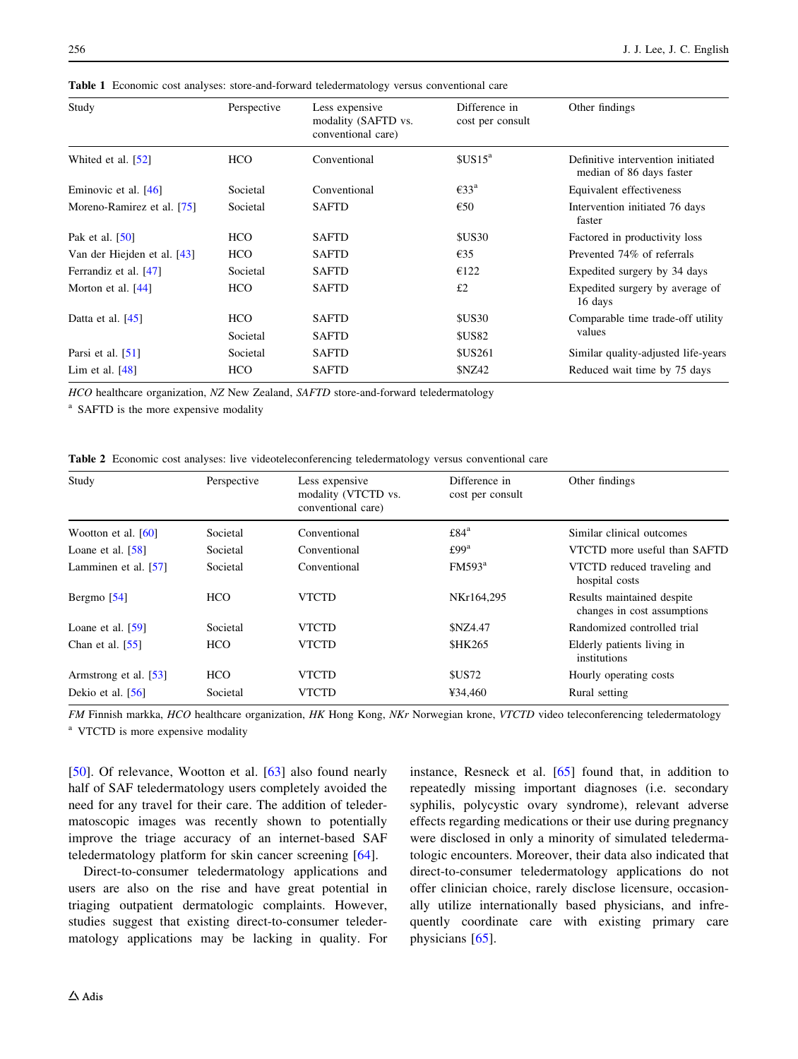**Table 1** Economic cost analyses: store-and-forward teledermatology versus conventional care

| Study | Perspective | Less expensive modality (SAFTD vs. conventional care) | Difference in cost per consult | Other findings |
|---|---|---|---|---|
| Whited et al. [52] | HCO | Conventional | $US15[a] | Definitive intervention initiated median of 86 days faster |
| Eminovic et al. [46] | Societal | Conventional | €33[a] | Equivalent effectiveness |
| Moreno-Ramirez et al. [75] | Societal | SAFTD | €50 | Intervention initiated 76 days faster |
| Pak et al. [50] | HCO | SAFTD | $US30 | Factored in productivity loss |
| Van der Hiejden et al. [43] | HCO | SAFTD | €35 | Prevented 74% of referrals |
| Ferrandiz et al. [47] | Societal | SAFTD | €122 | Expedited surgery by 34 days |
| Morton et al. [44] | HCO | SAFTD | £2 | Expedited surgery by average of 16 days |
| Datta et al. [45] | HCO | SAFTD | $US30 | Comparable time trade-off utility values |
| | Societal | SAFTD | $US82 | |
| Parsi et al. [51] | Societal | SAFTD | $US261 | Similar quality-adjusted life-years |
| Lim et al. [48] | HCO | SAFTD | $NZ42 | Reduced wait time by 75 days |

*HCO* healthcare organization, *NZ* New Zealand, *SAFTD* store-and-forward teledermatology

[a] SAFTD is the more expensive modality

**Table 2** Economic cost analyses: live videoteleconferencing teledermatology versus conventional care

| Study | Perspective | Less expensive modality (VTCTD vs. conventional care) | Difference in cost per consult | Other findings |
|---|---|---|---|---|
| Wootton et al. [60] | Societal | Conventional | £84[a] | Similar clinical outcomes |
| Loane et al. [58] | Societal | Conventional | £99[a] | VTCTD more useful than SAFTD |
| Lamminen et al. [57] | Societal | Conventional | FM593[a] | VTCTD reduced traveling and hospital costs |
| Bergmo [54] | HCO | VTCTD | NKr164,295 | Results maintained despite changes in cost assumptions |
| Loane et al. [59] | Societal | VTCTD | $NZ4.47 | Randomized controlled trial |
| Chan et al. [55] | HCO | VTCTD | $HK265 | Elderly patients living in institutions |
| Armstrong et al. [53] | HCO | VTCTD | $US72 | Hourly operating costs |
| Dekio et al. [56] | Societal | VTCTD | ¥34,460 | Rural setting |

*FM* Finnish markka, *HCO* healthcare organization, *HK* Hong Kong, *NKr* Norwegian krone, *VTCTD* video teleconferencing teledermatology

[a] VTCTD is more expensive modality

[50]. Of relevance, Wootton et al. [63] also found nearly half of SAF teledermatology users completely avoided the need for any travel for their care. The addition of teledermatoscopic images was recently shown to potentially improve the triage accuracy of an internet-based SAF teledermatology platform for skin cancer screening [64].

Direct-to-consumer teledermatology applications and users are also on the rise and have great potential in triaging outpatient dermatologic complaints. However, studies suggest that existing direct-to-consumer teledermatology applications may be lacking in quality. For instance, Resneck et al. [65] found that, in addition to repeatedly missing important diagnoses (i.e. secondary syphilis, polycystic ovary syndrome), relevant adverse effects regarding medications or their use during pregnancy were disclosed in only a minority of simulated teledermatologic encounters. Moreover, their data also indicated that direct-to-consumer teledermatology applications do not offer clinician choice, rarely disclose licensure, occasionally utilize internationally based physicians, and infrequently coordinate care with existing primary care physicians [65].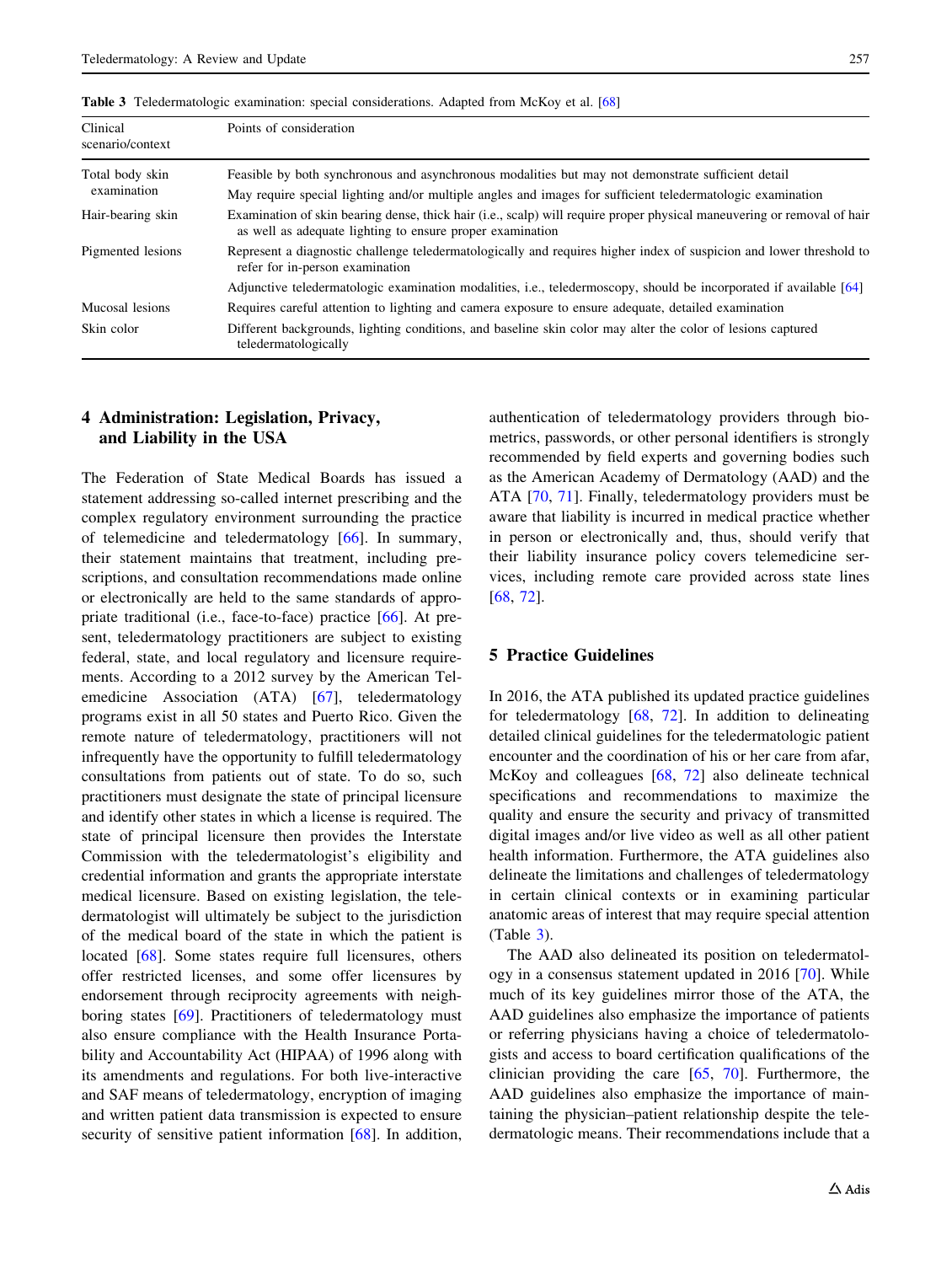**Table 3** Teledermatologic examination: special considerations. Adapted from McKoy et al. [68]

| Clinical scenario/context | Points of consideration |
|---|---|
| Total body skin examination | Feasible by both synchronous and asynchronous modalities but may not demonstrate sufficient detail |
| | May require special lighting and/or multiple angles and images for sufficient teledermatologic examination |
| Hair-bearing skin | Examination of skin bearing dense, thick hair (i.e., scalp) will require proper physical maneuvering or removal of hair as well as adequate lighting to ensure proper examination |
| Pigmented lesions | Represent a diagnostic challenge teledermatologically and requires higher index of suspicion and lower threshold to refer for in-person examination |
| | Adjunctive teledermatologic examination modalities, i.e., teledermoscopy, should be incorporated if available [64] |
| Mucosal lesions | Requires careful attention to lighting and camera exposure to ensure adequate, detailed examination |
| Skin color | Different backgrounds, lighting conditions, and baseline skin color may alter the color of lesions captured teledermatologically |

## 4 Administration: Legislation, Privacy, and Liability in the USA

The Federation of State Medical Boards has issued a statement addressing so-called internet prescribing and the complex regulatory environment surrounding the practice of telemedicine and teledermatology [66]. In summary, their statement maintains that treatment, including prescriptions, and consultation recommendations made online or electronically are held to the same standards of appropriate traditional (i.e., face-to-face) practice [66]. At present, teledermatology practitioners are subject to existing federal, state, and local regulatory and licensure requirements. According to a 2012 survey by the American Telemedicine Association (ATA) [67], teledermatology programs exist in all 50 states and Puerto Rico. Given the remote nature of teledermatology, practitioners will not infrequently have the opportunity to fulfill teledermatology consultations from patients out of state. To do so, such practitioners must designate the state of principal licensure and identify other states in which a license is required. The state of principal licensure then provides the Interstate Commission with the teledermatologist's eligibility and credential information and grants the appropriate interstate medical licensure. Based on existing legislation, the teledermatologist will ultimately be subject to the jurisdiction of the medical board of the state in which the patient is located [68]. Some states require full licensures, others offer restricted licenses, and some offer licensures by endorsement through reciprocity agreements with neighboring states [69]. Practitioners of teledermatology must also ensure compliance with the Health Insurance Portability and Accountability Act (HIPAA) of 1996 along with its amendments and regulations. For both live-interactive and SAF means of teledermatology, encryption of imaging and written patient data transmission is expected to ensure security of sensitive patient information [68]. In addition, authentication of teledermatology providers through biometrics, passwords, or other personal identifiers is strongly recommended by field experts and governing bodies such as the American Academy of Dermatology (AAD) and the ATA [70, 71]. Finally, teledermatology providers must be aware that liability is incurred in medical practice whether in person or electronically and, thus, should verify that their liability insurance policy covers telemedicine services, including remote care provided across state lines [68, 72].

## 5 Practice Guidelines

In 2016, the ATA published its updated practice guidelines for teledermatology [68, 72]. In addition to delineating detailed clinical guidelines for the teledermatologic patient encounter and the coordination of his or her care from afar, McKoy and colleagues [68, 72] also delineate technical specifications and recommendations to maximize the quality and ensure the security and privacy of transmitted digital images and/or live video as well as all other patient health information. Furthermore, the ATA guidelines also delineate the limitations and challenges of teledermatology in certain clinical contexts or in examining particular anatomic areas of interest that may require special attention (Table 3).

The AAD also delineated its position on teledermatology in a consensus statement updated in 2016 [70]. While much of its key guidelines mirror those of the ATA, the AAD guidelines also emphasize the importance of patients or referring physicians having a choice of teledermatologists and access to board certification qualifications of the clinician providing the care [65, 70]. Furthermore, the AAD guidelines also emphasize the importance of maintaining the physician–patient relationship despite the teledermatologic means. Their recommendations include that a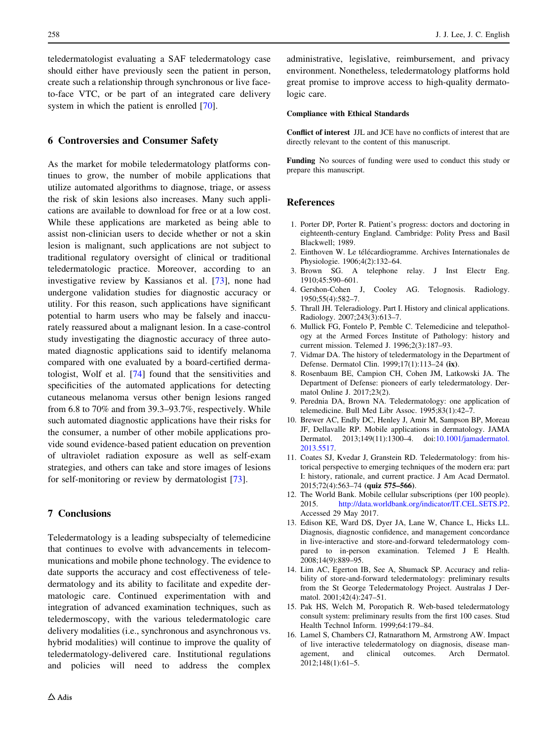teledermatologist evaluating a SAF teledermatology case should either have previously seen the patient in person, create such a relationship through synchronous or live face-to-face VTC, or be part of an integrated care delivery system in which the patient is enrolled [70].

## 6 Controversies and Consumer Safety

As the market for mobile teledermatology platforms continues to grow, the number of mobile applications that utilize automated algorithms to diagnose, triage, or assess the risk of skin lesions also increases. Many such applications are available to download for free or at a low cost. While these applications are marketed as being able to assist non-clinician users to decide whether or not a skin lesion is malignant, such applications are not subject to traditional regulatory oversight of clinical or traditional teledermatologic practice. Moreover, according to an investigative review by Kassianos et al. [73], none had undergone validation studies for diagnostic accuracy or utility. For this reason, such applications have significant potential to harm users who may be falsely and inaccurately reassured about a malignant lesion. In a case-control study investigating the diagnostic accuracy of three automated diagnostic applications said to identify melanoma compared with one evaluated by a board-certified dermatologist, Wolf et al. [74] found that the sensitivities and specificities of the automated applications for detecting cutaneous melanoma versus other benign lesions ranged from 6.8 to 70% and from 39.3–93.7%, respectively. While such automated diagnostic applications have their risks for the consumer, a number of other mobile applications provide sound evidence-based patient education on prevention of ultraviolet radiation exposure as well as self-exam strategies, and others can take and store images of lesions for self-monitoring or review by dermatologist [73].

## 7 Conclusions

Teledermatology is a leading subspecialty of telemedicine that continues to evolve with advancements in telecommunications and mobile phone technology. The evidence to date supports the accuracy and cost effectiveness of teledermatology and its ability to facilitate and expedite dermatologic care. Continued experimentation with and integration of advanced examination techniques, such as teledermoscopy, with the various teledermatologic care delivery modalities (i.e., synchronous and asynchronous vs. hybrid modalities) will continue to improve the quality of teledermatology-delivered care. Institutional regulations and policies will need to address the complex administrative, legislative, reimbursement, and privacy environment. Nonetheless, teledermatology platforms hold great promise to improve access to high-quality dermatologic care.

**Compliance with Ethical Standards**

**Conflict of interest** JJL and JCE have no conflicts of interest that are directly relevant to the content of this manuscript.

**Funding** No sources of funding were used to conduct this study or prepare this manuscript.

## References

1. Porter DP, Porter R. Patient's progress: doctors and doctoring in eighteenth-century England. Cambridge: Polity Press and Basil Blackwell; 1989.
2. Einthoven W. Le télécardiogramme. Archives Internationales de Physiologie. 1906;4(2):132–64.
3. Brown SG. A telephone relay. J Inst Electr Eng. 1910;45:590–601.
4. Gershon-Cohen J, Cooley AG. Telognosis. Radiology. 1950;55(4):582–7.
5. Thrall JH. Teleradiology. Part I. History and clinical applications. Radiology. 2007;243(3):613–7.
6. Mullick FG, Fontelo P, Pemble C. Telemedicine and telepathology at the Armed Forces Institute of Pathology: history and current mission. Telemed J. 1996;2(3):187–93.
7. Vidmar DA. The history of teledermatology in the Department of Defense. Dermatol Clin. 1999;17(1):113–24 **(ix)**.
8. Rosenbaum BE, Campion CH, Cohen JM, Latkowski JA. The Department of Defense: pioneers of early teledermatology. Dermatol Online J. 2017;23(2).
9. Perednia DA, Brown NA. Teledermatology: one application of telemedicine. Bull Med Libr Assoc. 1995;83(1):42–7.
10. Brewer AC, Endly DC, Henley J, Amir M, Sampson BP, Moreau JF, Dellavalle RP. Mobile applications in dermatology. JAMA Dermatol. 2013;149(11):1300–4. doi:10.1001/jamadermatol.2013.5517.
11. Coates SJ, Kvedar J, Granstein RD. Teledermatology: from historical perspective to emerging techniques of the modern era: part I: history, rationale, and current practice. J Am Acad Dermatol. 2015;72(4):563–74 **(quiz 575–566)**.
12. The World Bank. Mobile cellular subscriptions (per 100 people). 2015. http://data.worldbank.org/indicator/IT.CEL.SETS.P2. Accessed 29 May 2017.
13. Edison KE, Ward DS, Dyer JA, Lane W, Chance L, Hicks LL. Diagnosis, diagnostic confidence, and management concordance in live-interactive and store-and-forward teledermatology compared to in-person examination. Telemed J E Health. 2008;14(9):889–95.
14. Lim AC, Egerton IB, See A, Shumack SP. Accuracy and reliability of store-and-forward teledermatology: preliminary results from the St George Teledermatology Project. Australas J Dermatol. 2001;42(4):247–51.
15. Pak HS, Welch M, Poropatich R. Web-based teledermatology consult system: preliminary results from the first 100 cases. Stud Health Technol Inform. 1999;64:179–84.
16. Lamel S, Chambers CJ, Ratnarathorn M, Armstrong AW. Impact of live interactive teledermatology on diagnosis, disease management, and clinical outcomes. Arch Dermatol. 2012;148(1):61–5.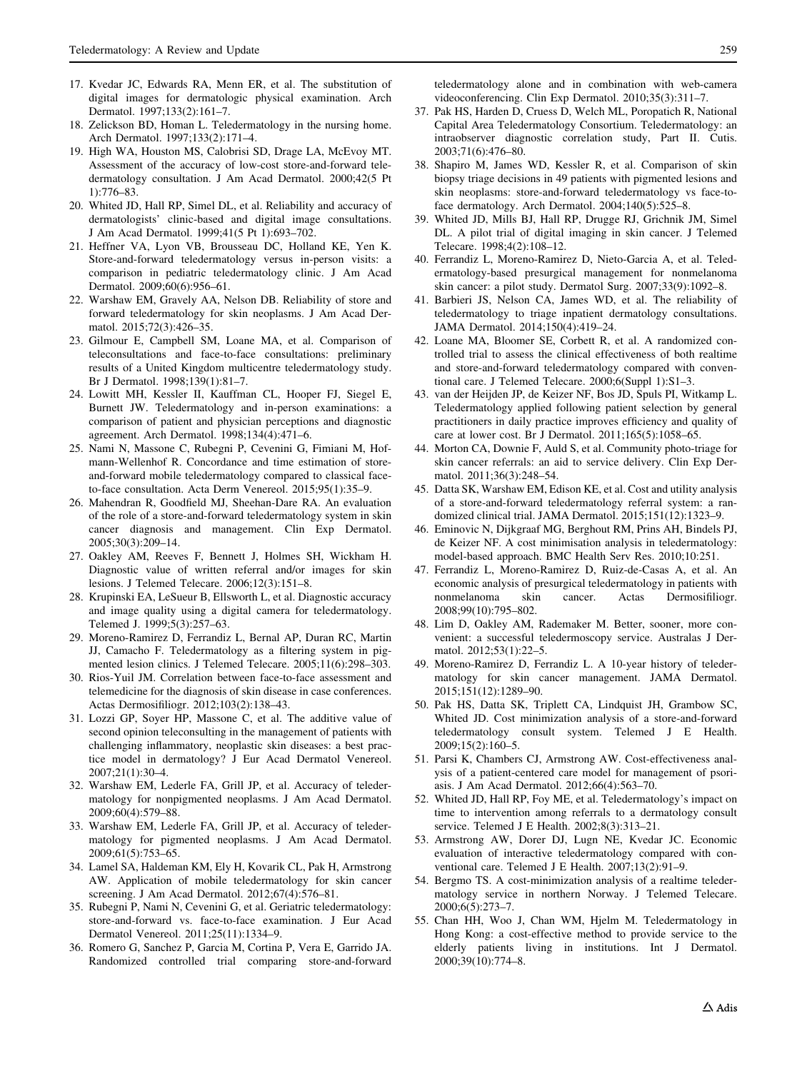17. Kvedar JC, Edwards RA, Menn ER, et al. The substitution of digital images for dermatologic physical examination. Arch Dermatol. 1997;133(2):161–7.
18. Zelickson BD, Homan L. Teledermatology in the nursing home. Arch Dermatol. 1997;133(2):171–4.
19. High WA, Houston MS, Calobrisi SD, Drage LA, McEvoy MT. Assessment of the accuracy of low-cost store-and-forward teledermatology consultation. J Am Acad Dermatol. 2000;42(5 Pt 1):776–83.
20. Whited JD, Hall RP, Simel DL, et al. Reliability and accuracy of dermatologists' clinic-based and digital image consultations. J Am Acad Dermatol. 1999;41(5 Pt 1):693–702.
21. Heffner VA, Lyon VB, Brousseau DC, Holland KE, Yen K. Store-and-forward teledermatology versus in-person visits: a comparison in pediatric teledermatology clinic. J Am Acad Dermatol. 2009;60(6):956–61.
22. Warshaw EM, Gravely AA, Nelson DB. Reliability of store and forward teledermatology for skin neoplasms. J Am Acad Dermatol. 2015;72(3):426–35.
23. Gilmour E, Campbell SM, Loane MA, et al. Comparison of teleconsultations and face-to-face consultations: preliminary results of a United Kingdom multicentre teledermatology study. Br J Dermatol. 1998;139(1):81–7.
24. Lowitt MH, Kessler II, Kauffman CL, Hooper FJ, Siegel E, Burnett JW. Teledermatology and in-person examinations: a comparison of patient and physician perceptions and diagnostic agreement. Arch Dermatol. 1998;134(4):471–6.
25. Nami N, Massone C, Rubegni P, Cevenini G, Fimiani M, Hofmann-Wellenhof R. Concordance and time estimation of store-and-forward mobile teledermatology compared to classical face-to-face consultation. Acta Derm Venereol. 2015;95(1):35–9.
26. Mahendran R, Goodfield MJ, Sheehan-Dare RA. An evaluation of the role of a store-and-forward teledermatology system in skin cancer diagnosis and management. Clin Exp Dermatol. 2005;30(3):209–14.
27. Oakley AM, Reeves F, Bennett J, Holmes SH, Wickham H. Diagnostic value of written referral and/or images for skin lesions. J Telemed Telecare. 2006;12(3):151–8.
28. Krupinski EA, LeSueur B, Ellsworth L, et al. Diagnostic accuracy and image quality using a digital camera for teledermatology. Telemed J. 1999;5(3):257–63.
29. Moreno-Ramirez D, Ferrandiz L, Bernal AP, Duran RC, Martin JJ, Camacho F. Teledermatology as a filtering system in pigmented lesion clinics. J Telemed Telecare. 2005;11(6):298–303.
30. Rios-Yuil JM. Correlation between face-to-face assessment and telemedicine for the diagnosis of skin disease in case conferences. Actas Dermosifiliogr. 2012;103(2):138–43.
31. Lozzi GP, Soyer HP, Massone C, et al. The additive value of second opinion teleconsulting in the management of patients with challenging inflammatory, neoplastic skin diseases: a best practice model in dermatology? J Eur Acad Dermatol Venereol. 2007;21(1):30–4.
32. Warshaw EM, Lederle FA, Grill JP, et al. Accuracy of teledermatology for nonpigmented neoplasms. J Am Acad Dermatol. 2009;60(4):579–88.
33. Warshaw EM, Lederle FA, Grill JP, et al. Accuracy of teledermatology for pigmented neoplasms. J Am Acad Dermatol. 2009;61(5):753–65.
34. Lamel SA, Haldeman KM, Ely H, Kovarik CL, Pak H, Armstrong AW. Application of mobile teledermatology for skin cancer screening. J Am Acad Dermatol. 2012;67(4):576–81.
35. Rubegni P, Nami N, Cevenini G, et al. Geriatric teledermatology: store-and-forward vs. face-to-face examination. J Eur Acad Dermatol Venereol. 2011;25(11):1334–9.
36. Romero G, Sanchez P, Garcia M, Cortina P, Vera E, Garrido JA. Randomized controlled trial comparing store-and-forward teledermatology alone and in combination with web-camera videoconferencing. Clin Exp Dermatol. 2010;35(3):311–7.
37. Pak HS, Harden D, Cruess D, Welch ML, Poropatich R, National Capital Area Teledermatology Consortium. Teledermatology: an intraobserver diagnostic correlation study, Part II. Cutis. 2003;71(6):476–80.
38. Shapiro M, James WD, Kessler R, et al. Comparison of skin biopsy triage decisions in 49 patients with pigmented lesions and skin neoplasms: store-and-forward teledermatology vs face-to-face dermatology. Arch Dermatol. 2004;140(5):525–8.
39. Whited JD, Mills BJ, Hall RP, Drugge RJ, Grichnik JM, Simel DL. A pilot trial of digital imaging in skin cancer. J Telemed Telecare. 1998;4(2):108–12.
40. Ferrandiz L, Moreno-Ramirez D, Nieto-Garcia A, et al. Teledermatology-based presurgical management for nonmelanoma skin cancer: a pilot study. Dermatol Surg. 2007;33(9):1092–8.
41. Barbieri JS, Nelson CA, James WD, et al. The reliability of teledermatology to triage inpatient dermatology consultations. JAMA Dermatol. 2014;150(4):419–24.
42. Loane MA, Bloomer SE, Corbett R, et al. A randomized controlled trial to assess the clinical effectiveness of both realtime and store-and-forward teledermatology compared with conventional care. J Telemed Telecare. 2000;6(Suppl 1):S1–3.
43. van der Heijden JP, de Keizer NF, Bos JD, Spuls PI, Witkamp L. Teledermatology applied following patient selection by general practitioners in daily practice improves efficiency and quality of care at lower cost. Br J Dermatol. 2011;165(5):1058–65.
44. Morton CA, Downie F, Auld S, et al. Community photo-triage for skin cancer referrals: an aid to service delivery. Clin Exp Dermatol. 2011;36(3):248–54.
45. Datta SK, Warshaw EM, Edison KE, et al. Cost and utility analysis of a store-and-forward teledermatology referral system: a randomized clinical trial. JAMA Dermatol. 2015;151(12):1323–9.
46. Eminovic N, Dijkgraaf MG, Berghout RM, Prins AH, Bindels PJ, de Keizer NF. A cost minimisation analysis in teledermatology: model-based approach. BMC Health Serv Res. 2010;10:251.
47. Ferrandiz L, Moreno-Ramirez D, Ruiz-de-Casas A, et al. An economic analysis of presurgical teledermatology in patients with nonmelanoma skin cancer. Actas Dermosifiliogr. 2008;99(10):795–802.
48. Lim D, Oakley AM, Rademaker M. Better, sooner, more convenient: a successful teledermoscopy service. Australas J Dermatol. 2012;53(1):22–5.
49. Moreno-Ramirez D, Ferrandiz L. A 10-year history of teledermatology for skin cancer management. JAMA Dermatol. 2015;151(12):1289–90.
50. Pak HS, Datta SK, Triplett CA, Lindquist JH, Grambow SC, Whited JD. Cost minimization analysis of a store-and-forward teledermatology consult system. Telemed J E Health. 2009;15(2):160–5.
51. Parsi K, Chambers CJ, Armstrong AW. Cost-effectiveness analysis of a patient-centered care model for management of psoriasis. J Am Acad Dermatol. 2012;66(4):563–70.
52. Whited JD, Hall RP, Foy ME, et al. Teledermatology's impact on time to intervention among referrals to a dermatology consult service. Telemed J E Health. 2002;8(3):313–21.
53. Armstrong AW, Dorer DJ, Lugn NE, Kvedar JC. Economic evaluation of interactive teledermatology compared with conventional care. Telemed J E Health. 2007;13(2):91–9.
54. Bergmo TS. A cost-minimization analysis of a realtime teledermatology service in northern Norway. J Telemed Telecare. 2000;6(5):273–7.
55. Chan HH, Woo J, Chan WM, Hjelm M. Teledermatology in Hong Kong: a cost-effective method to provide service to the elderly patients living in institutions. Int J Dermatol. 2000;39(10):774–8.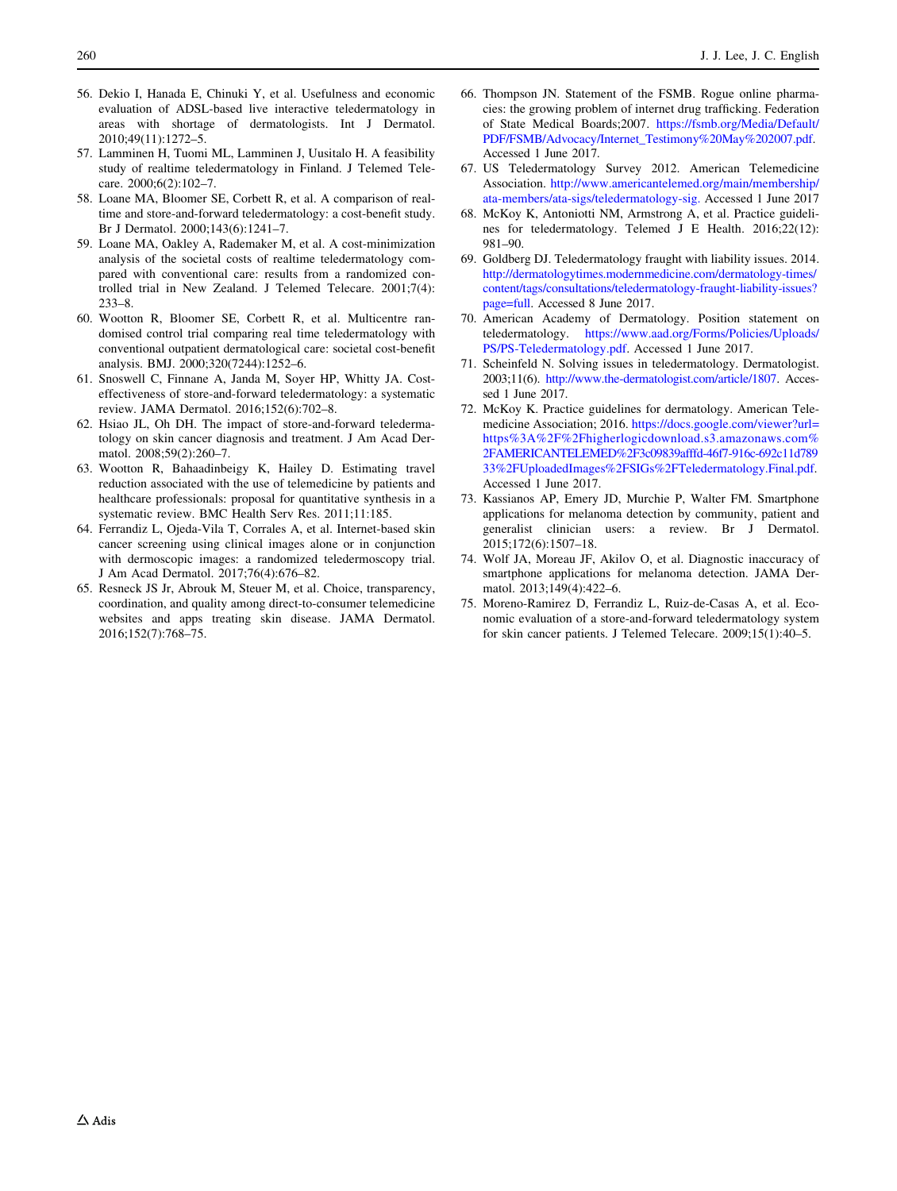56. Dekio I, Hanada E, Chinuki Y, et al. Usefulness and economic evaluation of ADSL-based live interactive teledermatology in areas with shortage of dermatologists. Int J Dermatol. 2010;49(11):1272–5.
57. Lamminen H, Tuomi ML, Lamminen J, Uusitalo H. A feasibility study of realtime teledermatology in Finland. J Telemed Telecare. 2000;6(2):102–7.
58. Loane MA, Bloomer SE, Corbett R, et al. A comparison of real-time and store-and-forward teledermatology: a cost-benefit study. Br J Dermatol. 2000;143(6):1241–7.
59. Loane MA, Oakley A, Rademaker M, et al. A cost-minimization analysis of the societal costs of realtime teledermatology compared with conventional care: results from a randomized controlled trial in New Zealand. J Telemed Telecare. 2001;7(4):233–8.
60. Wootton R, Bloomer SE, Corbett R, et al. Multicentre randomised control trial comparing real time teledermatology with conventional outpatient dermatological care: societal cost-benefit analysis. BMJ. 2000;320(7244):1252–6.
61. Snoswell C, Finnane A, Janda M, Soyer HP, Whitty JA. Cost-effectiveness of store-and-forward teledermatology: a systematic review. JAMA Dermatol. 2016;152(6):702–8.
62. Hsiao JL, Oh DH. The impact of store-and-forward teledermatology on skin cancer diagnosis and treatment. J Am Acad Dermatol. 2008;59(2):260–7.
63. Wootton R, Bahaadinbeigy K, Hailey D. Estimating travel reduction associated with the use of telemedicine by patients and healthcare professionals: proposal for quantitative synthesis in a systematic review. BMC Health Serv Res. 2011;11:185.
64. Ferrandiz L, Ojeda-Vila T, Corrales A, et al. Internet-based skin cancer screening using clinical images alone or in conjunction with dermoscopic images: a randomized teledermoscopy trial. J Am Acad Dermatol. 2017;76(4):676–82.
65. Resneck JS Jr, Abrouk M, Steuer M, et al. Choice, transparency, coordination, and quality among direct-to-consumer telemedicine websites and apps treating skin disease. JAMA Dermatol. 2016;152(7):768–75.
66. Thompson JN. Statement of the FSMB. Rogue online pharmacies: the growing problem of internet drug trafficking. Federation of State Medical Boards;2007. https://fsmb.org/Media/Default/PDF/FSMB/Advocacy/Internet_Testimony%20May%202007.pdf. Accessed 1 June 2017.
67. US Teledermatology Survey 2012. American Telemedicine Association. http://www.americantelemed.org/main/membership/ata-members/ata-sigs/teledermatology-sig. Accessed 1 June 2017
68. McKoy K, Antoniotti NM, Armstrong A, et al. Practice guidelines for teledermatology. Telemed J E Health. 2016;22(12):981–90.
69. Goldberg DJ. Teledermatology fraught with liability issues. 2014. http://dermatologytimes.modernmedicine.com/dermatology-times/content/tags/consultations/teledermatology-fraught-liability-issues?page=full. Accessed 8 June 2017.
70. American Academy of Dermatology. Position statement on teledermatology. https://www.aad.org/Forms/Policies/Uploads/PS/PS-Teledermatology.pdf. Accessed 1 June 2017.
71. Scheinfeld N. Solving issues in teledermatology. Dermatologist. 2003;11(6). http://www.the-dermatologist.com/article/1807. Accessed 1 June 2017.
72. McKoy K. Practice guidelines for dermatology. American Telemedicine Association; 2016. https://docs.google.com/viewer?url=https%3A%2F%2Fhigherlogicdownload.s3.amazonaws.com%2FAMERICANTELEMED%2F3c09839afffd-46f7-916c-692c11d78933%2FUploadedImages%2FSIGs%2FTeledermatology.Final.pdf. Accessed 1 June 2017.
73. Kassianos AP, Emery JD, Murchie P, Walter FM. Smartphone applications for melanoma detection by community, patient and generalist clinician users: a review. Br J Dermatol. 2015;172(6):1507–18.
74. Wolf JA, Moreau JF, Akilov O, et al. Diagnostic inaccuracy of smartphone applications for melanoma detection. JAMA Dermatol. 2013;149(4):422–6.
75. Moreno-Ramirez D, Ferrandiz L, Ruiz-de-Casas A, et al. Economic evaluation of a store-and-forward teledermatology system for skin cancer patients. J Telemed Telecare. 2009;15(1):40–5.